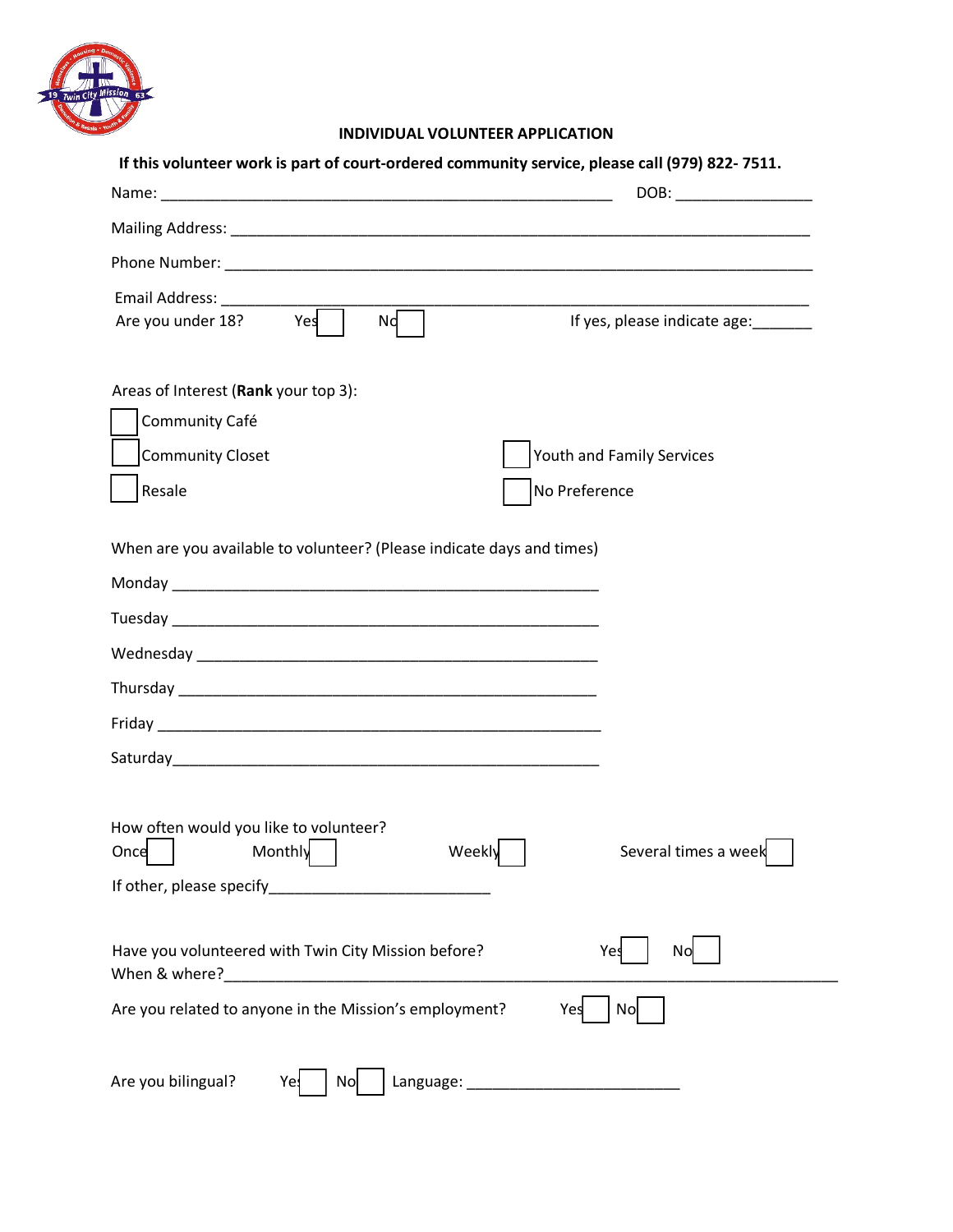## INDIVIDUAL VOLUNTEER APPLICATION

**If this volunteer work is part of court-ordered community service, please call (979) 822- 7511.**

Name: ______________________________________________________ DOB: ________________

Mailing Address: ______________________________________________________________________

Phone Number: ________________________________________________________________________

Email Address: ________________________________________________________________________

Are you under 18? Yes ☐ No ☐ If yes, please indicate age:_______

Areas of Interest (**Rank** your top 3):

☐ Community Café

☐ Community Closet

☐ Youth and Family Services

☐ Resale

☐ No Preference

When are you available to volunteer? (Please indicate days and times)

Monday ___________________________________________________

Tuesday ___________________________________________________

Wednesday ________________________________________________

Thursday __________________________________________________

Friday _____________________________________________________

Saturday___________________________________________________

How often would you like to volunteer?

Once ☐ Monthly ☐ Weekly ☐ Several times a week ☐

If other, please specify__________________________

Have you volunteered with Twin City Mission before? Yes ☐ No ☐

When & where?_____________________________________________________________________________

Are you related to anyone in the Mission's employment? Yes ☐ No ☐

Are you bilingual? Yes ☐ No ☐ Language: ________________________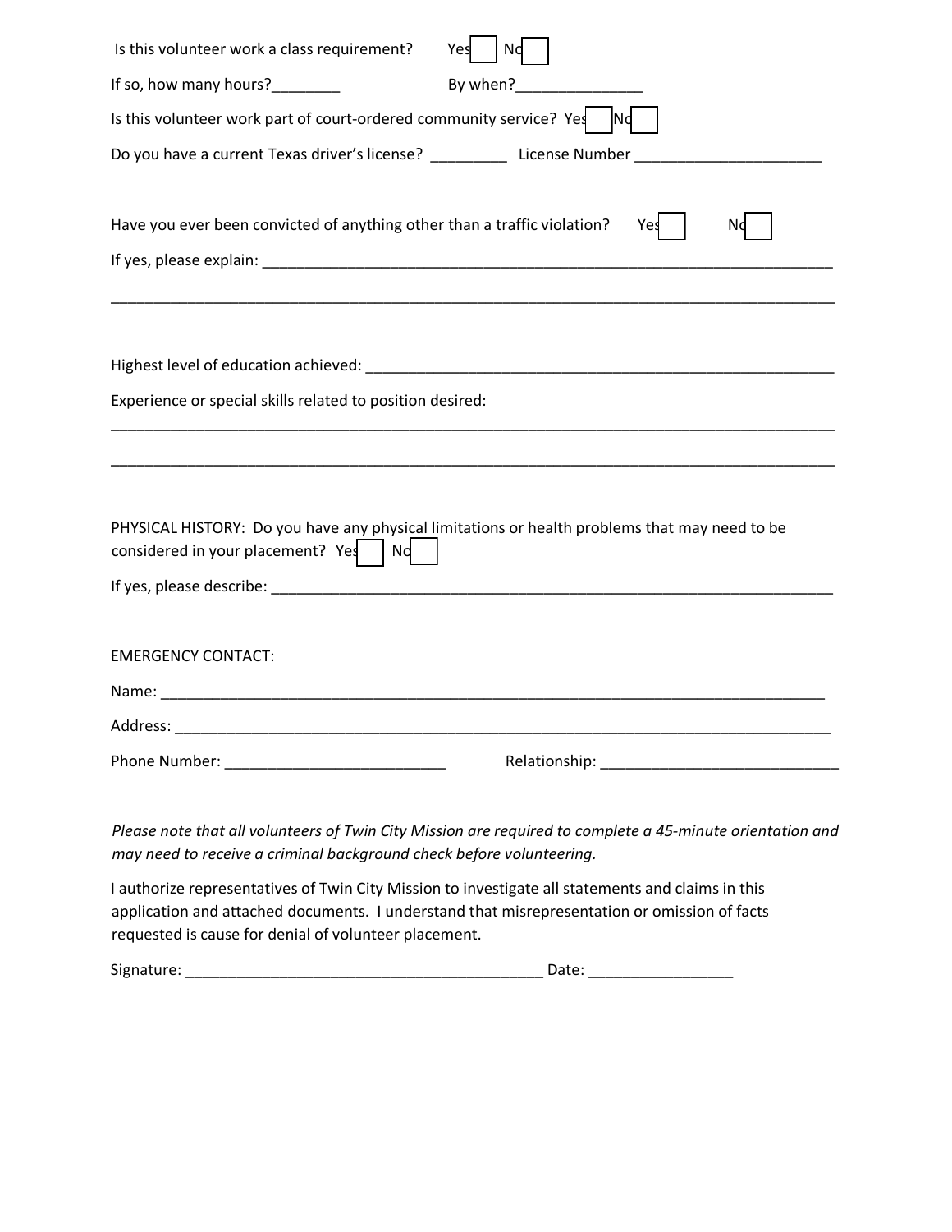Is this volunteer work a class requirement? Yes ☐ No ☐

If so, how many hours?________ By when?_______________

Is this volunteer work part of court-ordered community service? Yes ☐ No ☐

Do you have a current Texas driver's license? _________ License Number ______________________

Have you ever been convicted of anything other than a traffic violation? Yes ☐ No ☐

If yes, please explain: ______________________________________________________________________

_____________________________________________________________________________________

Highest level of education achieved: ___________________________________________________________

Experience or special skills related to position desired:

_____________________________________________________________________________________

_____________________________________________________________________________________

PHYSICAL HISTORY: Do you have any physical limitations or health problems that may need to be considered in your placement? Yes ☐ No ☐

If yes, please describe: ______________________________________________________________________

EMERGENCY CONTACT:

Name: ___________________________________________________________________________________

Address: _________________________________________________________________________________

Phone Number: __________________________ Relationship: ____________________________

*Please note that all volunteers of Twin City Mission are required to complete a 45-minute orientation and may need to receive a criminal background check before volunteering.*

I authorize representatives of Twin City Mission to investigate all statements and claims in this application and attached documents. I understand that misrepresentation or omission of facts requested is cause for denial of volunteer placement.

Signature: __________________________________________ Date: _________________